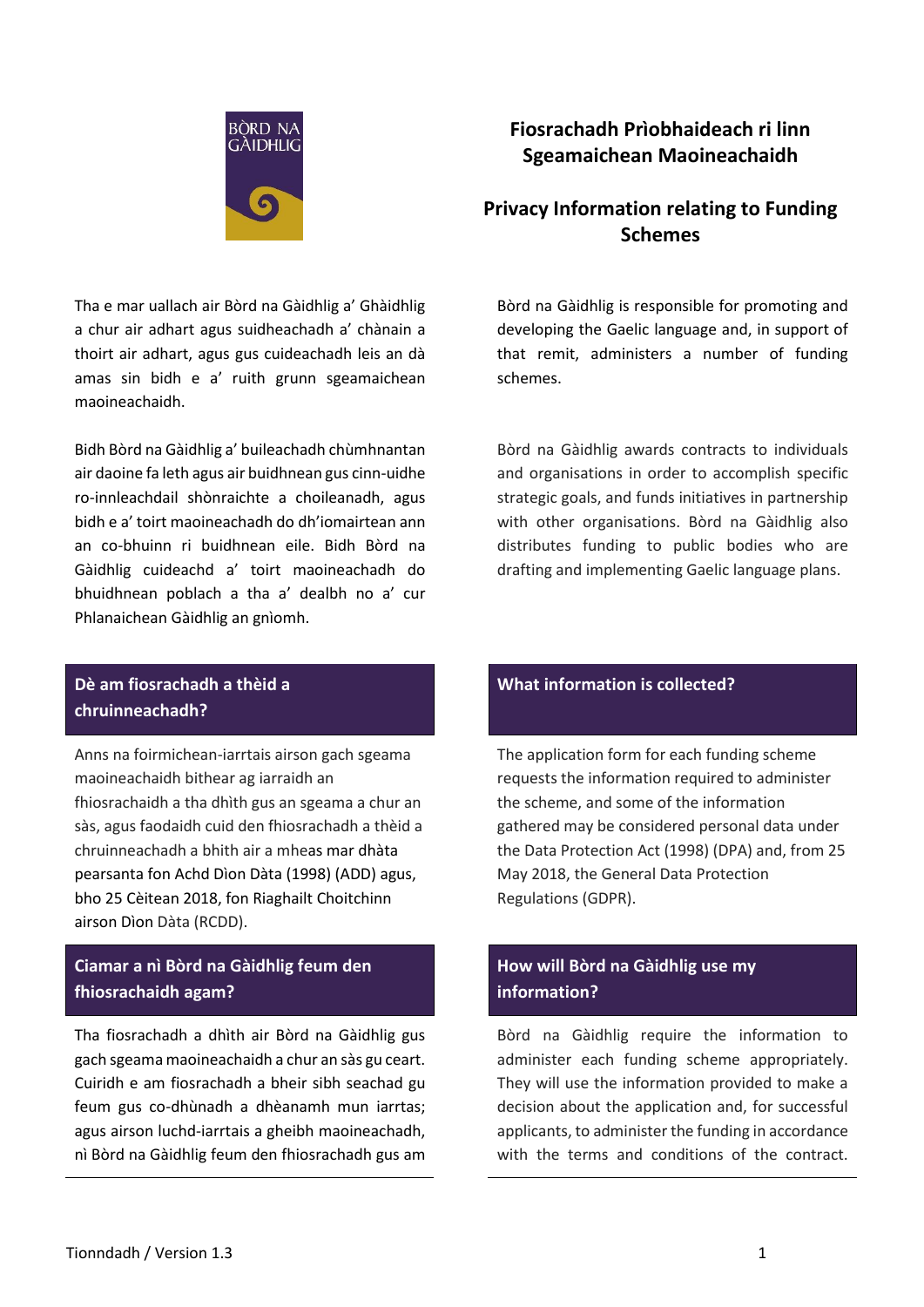BÒRD NA GÀIDHLIG

# Fiosrachadh Prìobhaideach ri linn Sgeamaichean Maoineachaidh

# Privacy Information relating to Funding Schemes

Tha e mar uallach air Bòrd na Gàidhlig a' Ghàidhlig a chur air adhart agus suidheachadh a' chànain a thoirt air adhart, agus gus cuideachadh leis an dà amas sin bidh e a' ruith grunn sgeamaichean maoineachaidh.

Bidh Bòrd na Gàidhlig a' buileachadh chùmhnantan air daoine fa leth agus air buidhnean gus cinn-uidhe ro-innleachdail shònraichte a choileanadh, agus bidh e a' toirt maoineachadh do dh'iomairtean ann an co-bhuinn ri buidhnean eile. Bidh Bòrd na Gàidhlig cuideachd a' toirt maoineachadh do bhuidhnean poblach a tha a' dealbh no a' cur Phlanaichean Gàidhlig an gnìomh.

## Dè am fiosrachadh a thèid a chruinneachadh?

Anns na foirmichean-iarrtais airson gach sgeama maoineachaidh bithear ag iarraidh an fhiosrachaidh a tha dhìth gus an sgeama a chur an sàs, agus faodaidh cuid den fhiosrachadh a thèid a chruinneachadh a bhith air a mheas mar dhàta pearsanta fon Achd Dìon Dàta (1998) (ADD) agus, bho 25 Cèitean 2018, fon Riaghailt Choitchinn airson Dìon Dàta (RCDD).

## Ciamar a nì Bòrd na Gàidhlig feum den fhiosrachaidh agam?

Tha fiosrachadh a dhìth air Bòrd na Gàidhlig gus gach sgeama maoineachaidh a chur an sàs gu ceart. Cuiridh e am fiosrachadh a bheir sibh seachad gu feum gus co-dhùnadh a dhèanamh mun iarrtas; agus airson luchd-iarrtais a gheibh maoineachadh, nì Bòrd na Gàidhlig feum den fhiosrachadh gus am

---

Bòrd na Gàidhlig is responsible for promoting and developing the Gaelic language and, in support of that remit, administers a number of funding schemes.

Bòrd na Gàidhlig awards contracts to individuals and organisations in order to accomplish specific strategic goals, and funds initiatives in partnership with other organisations. Bòrd na Gàidhlig also distributes funding to public bodies who are drafting and implementing Gaelic language plans.

## What information is collected?

The application form for each funding scheme requests the information required to administer the scheme, and some of the information gathered may be considered personal data under the Data Protection Act (1998) (DPA) and, from 25 May 2018, the General Data Protection Regulations (GDPR).

## How will Bòrd na Gàidhlig use my information?

Bòrd na Gàidhlig require the information to administer each funding scheme appropriately. They will use the information provided to make a decision about the application and, for successful applicants, to administer the funding in accordance with the terms and conditions of the contract.

Tionndadh / Version 1.3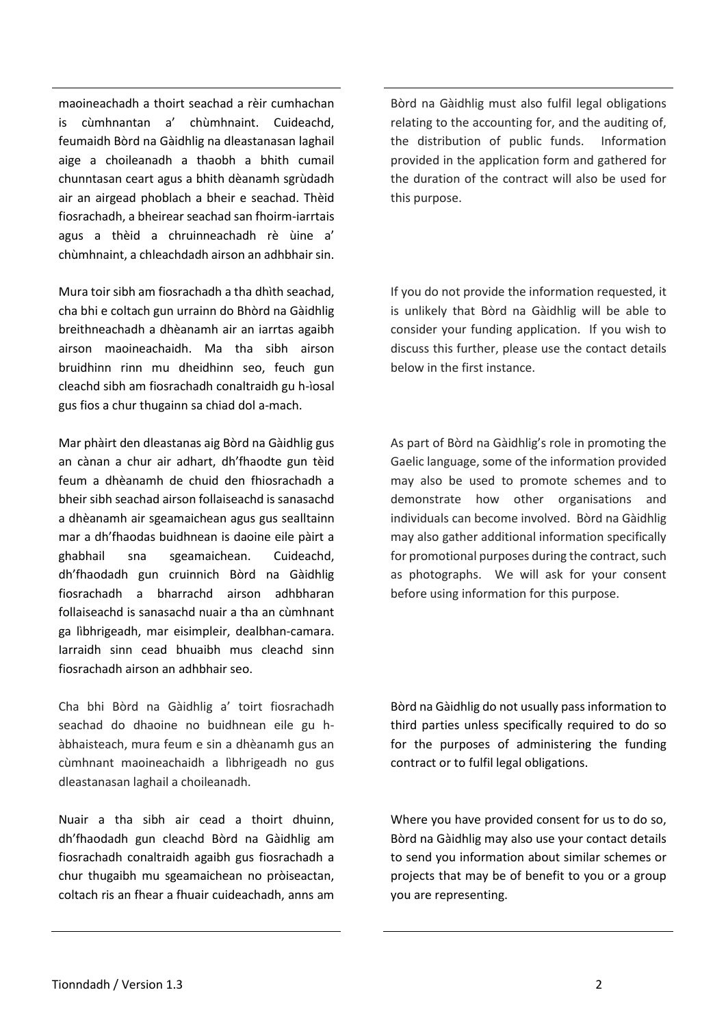maoineachadh a thoirt seachad a rèir cumhachan is cùmhnantan a' chùmhnaint. Cuideachd, feumaidh Bòrd na Gàidhlig na dleastanasan laghail aige a choileanadh a thaobh a bhith cumail chunntasan ceart agus a bhith dèanamh sgrùdadh air an airgead phoblach a bheir e seachad. Thèid fiosrachadh, a bheirear seachad san fhoirm-iarrtais agus a thèid a chruinneachadh rè ùine a' chùmhnaint, a chleachdadh airson an adhbhair sin.

Mura toir sibh am fiosrachadh a tha dhìth seachad, cha bhi e coltach gun urrainn do Bhòrd na Gàidhlig breithneachadh a dhèanamh air an iarrtas agaibh airson maoineachaidh. Ma tha sibh airson bruidhinn rinn mu dheidhinn seo, feuch gun cleachd sibh am fiosrachadh conaltraidh gu h-ìosal gus fios a chur thugainn sa chiad dol a-mach.

Mar phàirt den dleastanas aig Bòrd na Gàidhlig gus an cànan a chur air adhart, dh'fhaodte gun tèid feum a dhèanamh de chuid den fhiosrachadh a bheir sibh seachad airson follaiseachd is sanasachd a dhèanamh air sgeamaichean agus gus sealltainn mar a dh'fhaodas buidhnean is daoine eile pàirt a ghabhail sna sgeamaichean. Cuideachd, dh'fhaodadh gun cruinnich Bòrd na Gàidhlig fiosrachadh a bharrachd airson adhbharan follaiseachd is sanasachd nuair a tha an cùmhnant ga lìbhrigeadh, mar eisimpleir, dealbhan-camara. Iarraidh sinn cead bhuaibh mus cleachd sinn fiosrachadh airson an adhbhair seo.

Cha bhi Bòrd na Gàidhlig a' toirt fiosrachadh seachad do dhaoine no buidhnean eile gu h-àbhaisteach, mura feum e sin a dhèanamh gus an cùmhnant maoineachaidh a lìbhrigeadh no gus dleastanasan laghail a choileanadh.

Nuair a tha sibh air cead a thoirt dhuinn, dh'fhaodadh gun cleachd Bòrd na Gàidhlig am fiosrachadh conaltraidh agaibh gus fiosrachadh a chur thugaibh mu sgeamaichean no pròiseactan, coltach ris an fhear a fhuair cuideachadh, anns am

Bòrd na Gàidhlig must also fulfil legal obligations relating to the accounting for, and the auditing of, the distribution of public funds. Information provided in the application form and gathered for the duration of the contract will also be used for this purpose.

If you do not provide the information requested, it is unlikely that Bòrd na Gàidhlig will be able to consider your funding application. If you wish to discuss this further, please use the contact details below in the first instance.

As part of Bòrd na Gàidhlig's role in promoting the Gaelic language, some of the information provided may also be used to promote schemes and to demonstrate how other organisations and individuals can become involved. Bòrd na Gàidhlig may also gather additional information specifically for promotional purposes during the contract, such as photographs. We will ask for your consent before using information for this purpose.

Bòrd na Gàidhlig do not usually pass information to third parties unless specifically required to do so for the purposes of administering the funding contract or to fulfil legal obligations.

Where you have provided consent for us to do so, Bòrd na Gàidhlig may also use your contact details to send you information about similar schemes or projects that may be of benefit to you or a group you are representing.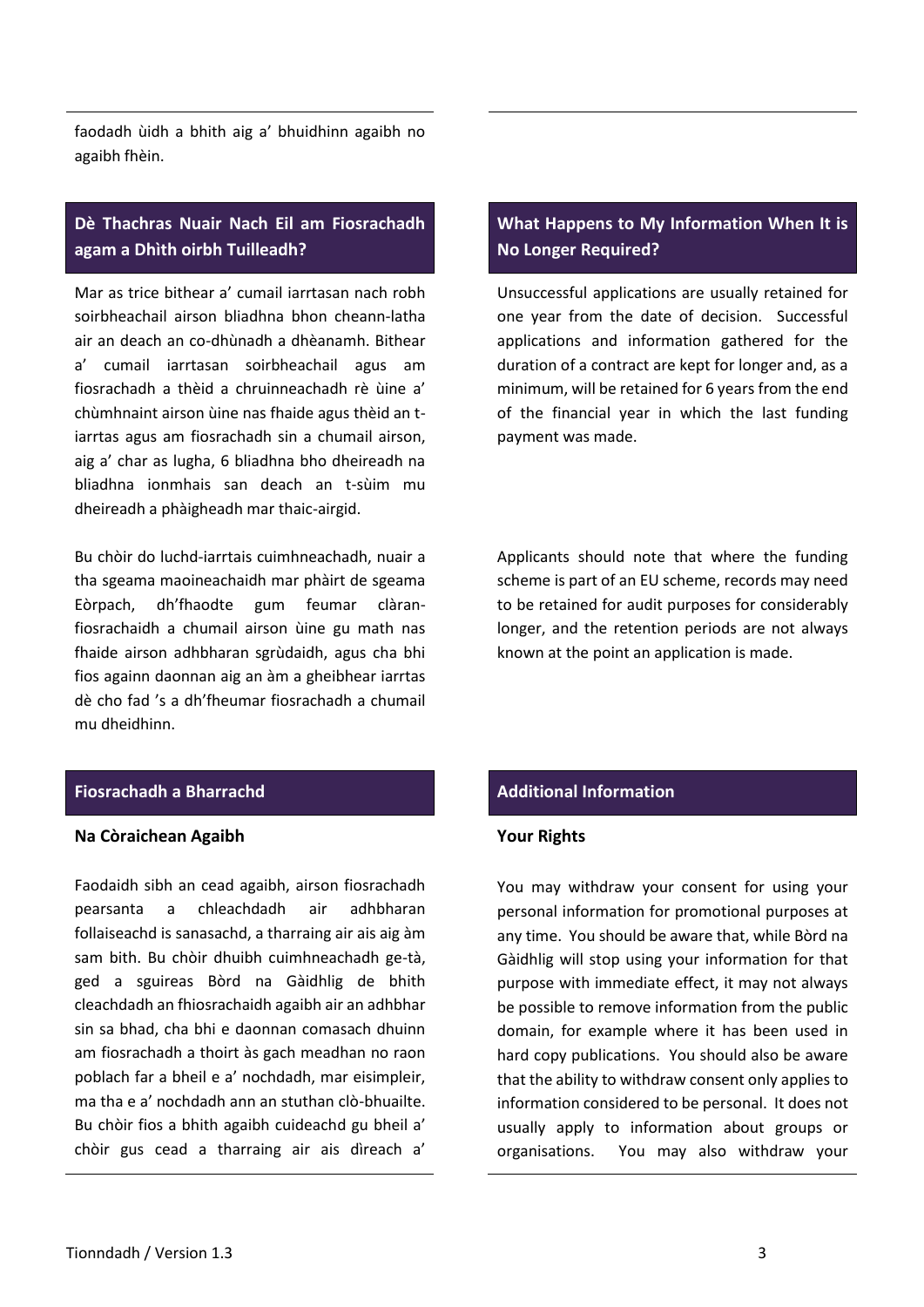faodadh ùidh a bhith aig a’ bhuidhinn agaibh no agaibh fhèin.

## Dè Thachras Nuair Nach Eil am Fiosrachadh agam a Dhìth oirbh Tuilleadh?

Mar as trice bithear a’ cumail iarrtasan nach robh soirbheachail airson bliadhna bhon cheann-latha air an deach an co-dhùnadh a dhèanamh. Bithear a’ cumail iarrtasan soirbheachail agus am fiosrachadh a thèid a chruinneachadh rè ùine a’ chùmhnaint airson ùine nas fhaide agus thèid an t-iarrtas agus am fiosrachadh sin a chumail airson, aig a’ char as lugha, 6 bliadhna bho dheireadh na bliadhna ionmhais san deach an t-sùim mu dheireadh a phàigheadh mar thaic-airgid.

Bu chòir do luchd-iarrtais cuimhneachadh, nuair a tha sgeama maoineachaidh mar phàirt de sgeama Eòrpach, dh’fhaodte gum feumar clàran-fiosrachaidh a chumail airson ùine gu math nas fhaide airson adhbharan sgrùdaidh, agus cha bhi fios againn daonnan aig an àm a gheibhear iarrtas dè cho fad ’s a dh’fheumar fiosrachadh a chumail mu dheidhinn.

## What Happens to My Information When It is No Longer Required?

Unsuccessful applications are usually retained for one year from the date of decision. Successful applications and information gathered for the duration of a contract are kept for longer and, as a minimum, will be retained for 6 years from the end of the financial year in which the last funding payment was made.

Applicants should note that where the funding scheme is part of an EU scheme, records may need to be retained for audit purposes for considerably longer, and the retention periods are not always known at the point an application is made.

## Fiosrachadh a Bharrachd

### Na Còraichean Agaibh

Faodaidh sibh an cead agaibh, airson fiosrachadh pearsanta a chleachdadh air adhbharan follaiseachd is sanasachd, a tharraing air ais aig àm sam bith. Bu chòir dhuibh cuimhneachadh ge-tà, ged a sguireas Bòrd na Gàidhlig de bhith cleachdadh an fhiosrachaidh agaibh air an adhbhar sin sa bhad, cha bhi e daonnan comasach dhuinn am fiosrachadh a thoirt às gach meadhan no raon poblach far a bheil e a’ nochdadh, mar eisimpleir, ma tha e a’ nochdadh ann an stuthan clò-bhuailte. Bu chòir fios a bhith agaibh cuideachd gu bheil a’ chòir gus cead a tharraing air ais dìreach a’

## Additional Information

### Your Rights

You may withdraw your consent for using your personal information for promotional purposes at any time. You should be aware that, while Bòrd na Gàidhlig will stop using your information for that purpose with immediate effect, it may not always be possible to remove information from the public domain, for example where it has been used in hard copy publications. You should also be aware that the ability to withdraw consent only applies to information considered to be personal. It does not usually apply to information about groups or organisations. You may also withdraw your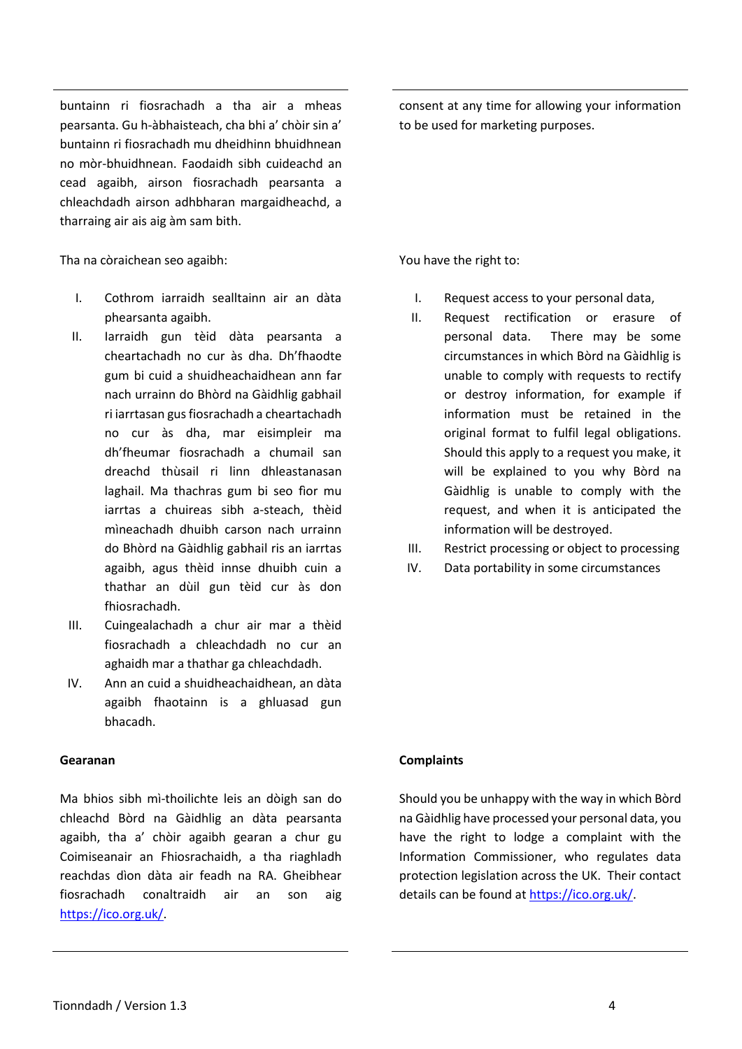buntainn ri fiosrachadh a tha air a mheas pearsanta. Gu h-àbhaisteach, cha bhi a' chòir sin a' buntainn ri fiosrachadh mu dheidhinn bhuidhnean no mòr-bhuidhnean. Faodaidh sibh cuideachd an cead agaibh, airson fiosrachadh pearsanta a chleachdadh airson adhbharan margaidheachd, a tharraing air ais aig àm sam bith.

Tha na còraichean seo agaibh:

I. Cothrom iarraidh sealltainn air an dàta phearsanta agaibh.
II. Iarraidh gun tèid dàta pearsanta a cheartachadh no cur às dha. Dh'fhaodte gum bi cuid a shuidheachaidhean ann far nach urrainn do Bhòrd na Gàidhlig gabhail ri iarrtasan gus fiosrachadh a cheartachadh no cur às dha, mar eisimpleir ma dh'fheumar fiosrachadh a chumail san dreachd thùsail ri linn dhleastanasan laghail. Ma thachras gum bi seo fìor mu iarrtas a chuireas sibh a-steach, thèid mìneachadh dhuibh carson nach urrainn do Bhòrd na Gàidhlig gabhail ris an iarrtas agaibh, agus thèid innse dhuibh cuin a thathar an dùil gun tèid cur às don fhiosrachadh.
III. Cuingealachadh a chur air mar a thèid fiosrachadh a chleachdadh no cur an aghaidh mar a thathar ga chleachdadh.
IV. Ann an cuid a shuidheachaidhean, an dàta agaibh fhaotainn is a ghluasad gun bhacadh.

**Gearanan**

Ma bhios sibh mì-thoilichte leis an dòigh san do chleachd Bòrd na Gàidhlig an dàta pearsanta agaibh, tha a' chòir agaibh gearan a chur gu Coimiseanair an Fhiosrachaidh, a tha riaghladh reachdas dìon dàta air feadh na RA. Gheibhear fiosrachadh conaltraidh air an son aig https://ico.org.uk/.

consent at any time for allowing your information to be used for marketing purposes.

You have the right to:

I. Request access to your personal data,
II. Request rectification or erasure of personal data. There may be some circumstances in which Bòrd na Gàidhlig is unable to comply with requests to rectify or destroy information, for example if information must be retained in the original format to fulfil legal obligations. Should this apply to a request you make, it will be explained to you why Bòrd na Gàidhlig is unable to comply with the request, and when it is anticipated the information will be destroyed.
III. Restrict processing or object to processing
IV. Data portability in some circumstances

**Complaints**

Should you be unhappy with the way in which Bòrd na Gàidhlig have processed your personal data, you have the right to lodge a complaint with the Information Commissioner, who regulates data protection legislation across the UK. Their contact details can be found at https://ico.org.uk/.

Tionndadh / Version 1.3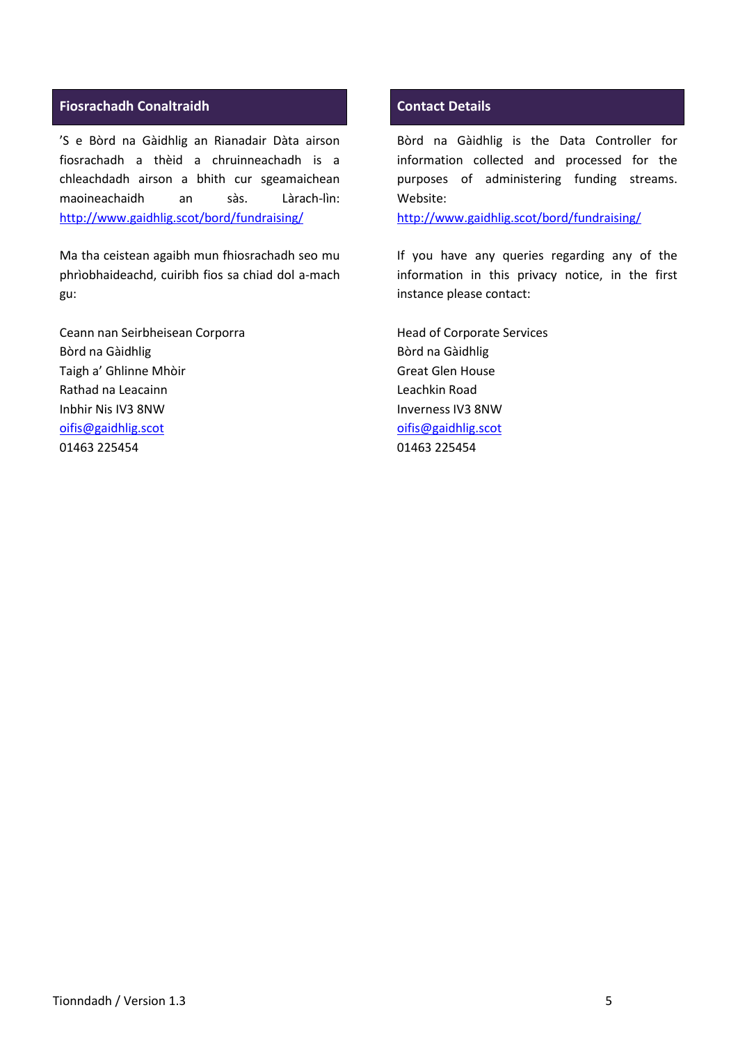## Fiosrachadh Conaltraidh

'S e Bòrd na Gàidhlig an Rianadair Dàta airson fiosrachadh a thèid a chruinneachadh is a chleachdadh airson a bhith cur sgeamaichean maoineachaidh an sàs. Làrach-lìn: http://www.gaidhlig.scot/bord/fundraising/

Ma tha ceistean agaibh mun fhiosrachadh seo mu phrìobhaideachd, cuiribh fios sa chiad dol a-mach gu:

Ceann nan Seirbheisean Corporra
Bòrd na Gàidhlig
Taigh a' Ghlinne Mhòir
Rathad na Leacainn
Inbhir Nis IV3 8NW
oifis@gaidhlig.scot
01463 225454

## Contact Details

Bòrd na Gàidhlig is the Data Controller for information collected and processed for the purposes of administering funding streams. Website: http://www.gaidhlig.scot/bord/fundraising/

If you have any queries regarding any of the information in this privacy notice, in the first instance please contact:

Head of Corporate Services
Bòrd na Gàidhlig
Great Glen House
Leachkin Road
Inverness IV3 8NW
oifis@gaidhlig.scot
01463 225454

Tionndadh / Version 1.3